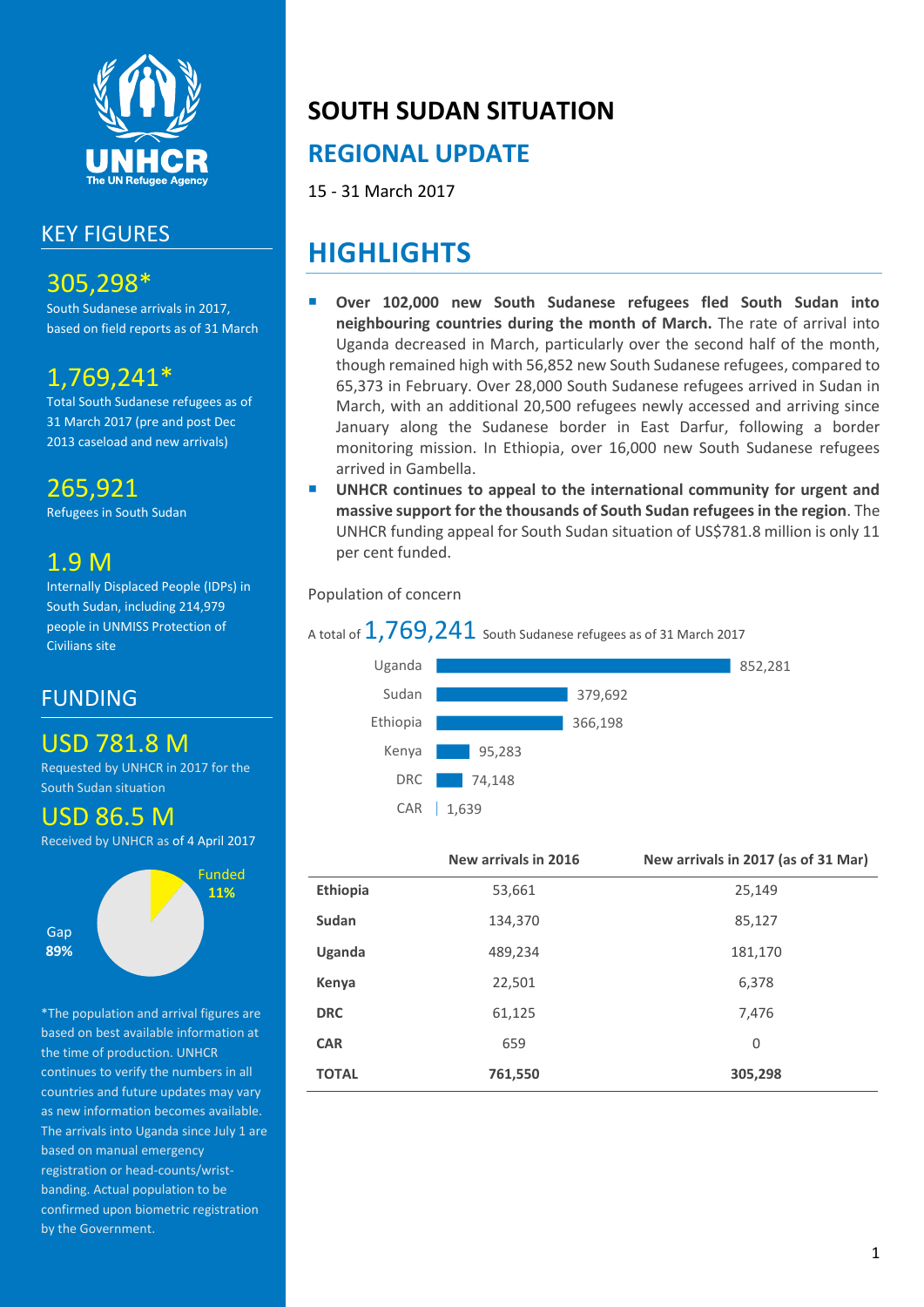# SOUTH SUDAN SITUATION

## REGIONAL UPDATE

15 - 31 March 2017

## KEY FIGURES

**305,298***

South Sudanese arrivals in 2017, based on field reports as of 31 March

**1,769,241***

Total South Sudanese refugees as of 31 March 2017 (pre and post Dec 2013 caseload and new arrivals)

**265,921**

Refugees in South Sudan

**1.9 M**

Internally Displaced People (IDPs) in South Sudan, including 214,979 people in UNMISS Protection of Civilians site

## FUNDING

**USD 781.8 M**

Requested by UNHCR in 2017 for the South Sudan situation

**USD 86.5 M**

Received by UNHCR as of 4 April 2017

Funded **11%**

Gap **89%**

*The population and arrival figures are based on best available information at the time of production. UNHCR continues to verify the numbers in all countries and future updates may vary as new information becomes available. The arrivals into Uganda since July 1 are based on manual emergency registration or head-counts/wrist-banding. Actual population to be confirmed upon biometric registration by the Government.

## HIGHLIGHTS

- **Over 102,000 new South Sudanese refugees fled South Sudan into neighbouring countries during the month of March.** The rate of arrival into Uganda decreased in March, particularly over the second half of the month, though remained high with 56,852 new South Sudanese refugees, compared to 65,373 in February. Over 28,000 South Sudanese refugees arrived in Sudan in March, with an additional 20,500 refugees newly accessed and arriving since January along the Sudanese border in East Darfur, following a border monitoring mission. In Ethiopia, over 16,000 new South Sudanese refugees arrived in Gambella.
- **UNHCR continues to appeal to the international community for urgent and massive support for the thousands of South Sudan refugees in the region**. The UNHCR funding appeal for South Sudan situation of US$781.8 million is only 11 per cent funded.

Population of concern

A total of 1,769,241 South Sudanese refugees as of 31 March 2017

| Country | Refugees |
|---|---|
| Uganda | 852,281 |
| Sudan | 379,692 |
| Ethiopia | 366,198 |
| Kenya | 95,283 |
| DRC | 74,148 |
| CAR | 1,639 |

| | New arrivals in 2016 | New arrivals in 2017 (as of 31 Mar) |
|---|---|---|
| **Ethiopia** | 53,661 | 25,149 |
| **Sudan** | 134,370 | 85,127 |
| **Uganda** | 489,234 | 181,170 |
| **Kenya** | 22,501 | 6,378 |
| **DRC** | 61,125 | 7,476 |
| **CAR** | 659 | 0 |
| **TOTAL** | **761,550** | **305,298** |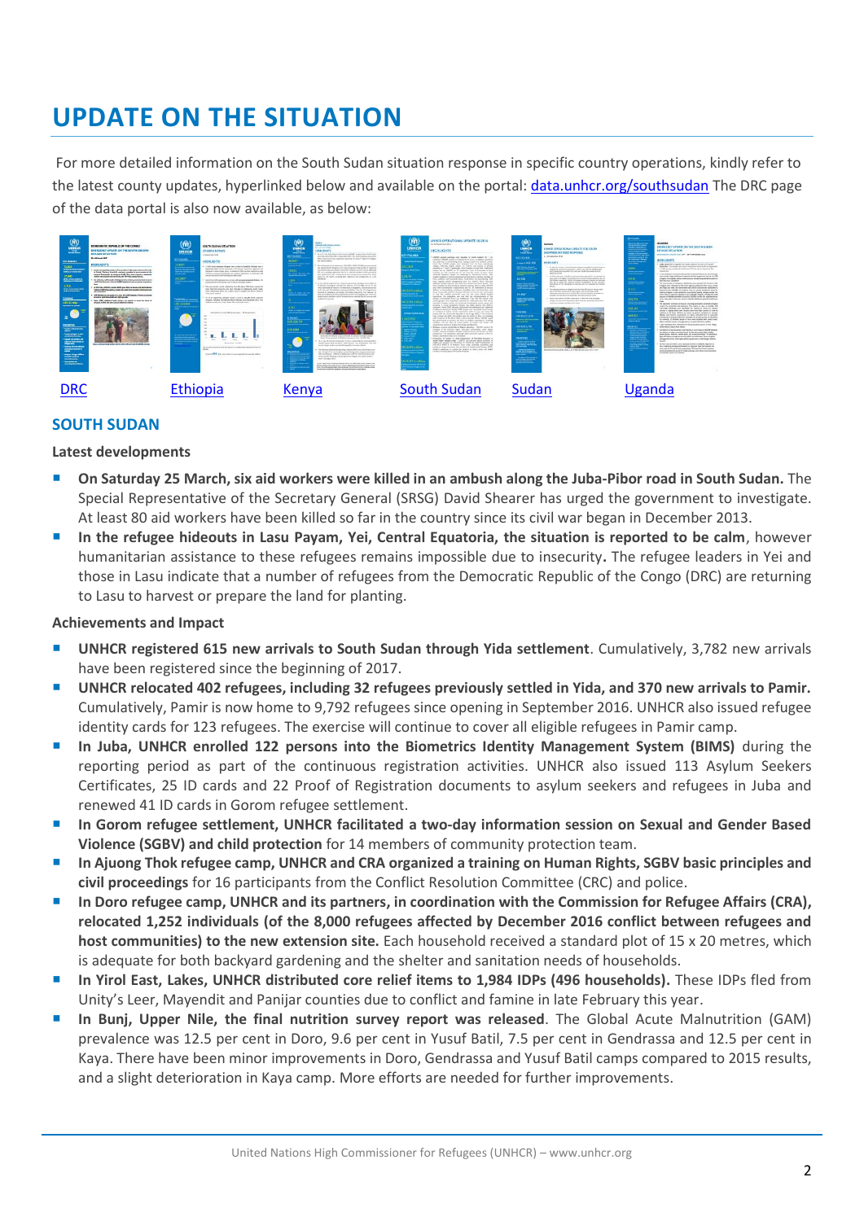# UPDATE ON THE SITUATION

For more detailed information on the South Sudan situation response in specific country operations, kindly refer to the latest county updates, hyperlinked below and available on the portal: data.unhcr.org/southsudan The DRC page of the data portal is also now available, as below:

DRC Ethiopia Kenya South Sudan Sudan Uganda

## SOUTH SUDAN

### Latest developments

- **On Saturday 25 March, six aid workers were killed in an ambush along the Juba-Pibor road in South Sudan.** The Special Representative of the Secretary General (SRSG) David Shearer has urged the government to investigate. At least 80 aid workers have been killed so far in the country since its civil war began in December 2013.
- **In the refugee hideouts in Lasu Payam, Yei, Central Equatoria, the situation is reported to be calm**, however humanitarian assistance to these refugees remains impossible due to insecurity**.** The refugee leaders in Yei and those in Lasu indicate that a number of refugees from the Democratic Republic of the Congo (DRC) are returning to Lasu to harvest or prepare the land for planting.

### Achievements and Impact

- **UNHCR registered 615 new arrivals to South Sudan through Yida settlement**. Cumulatively, 3,782 new arrivals have been registered since the beginning of 2017.
- **UNHCR relocated 402 refugees, including 32 refugees previously settled in Yida, and 370 new arrivals to Pamir.** Cumulatively, Pamir is now home to 9,792 refugees since opening in September 2016. UNHCR also issued refugee identity cards for 123 refugees. The exercise will continue to cover all eligible refugees in Pamir camp.
- **In Juba, UNHCR enrolled 122 persons into the Biometrics Identity Management System (BIMS)** during the reporting period as part of the continuous registration activities. UNHCR also issued 113 Asylum Seekers Certificates, 25 ID cards and 22 Proof of Registration documents to asylum seekers and refugees in Juba and renewed 41 ID cards in Gorom refugee settlement.
- **In Gorom refugee settlement, UNHCR facilitated a two-day information session on Sexual and Gender Based Violence (SGBV) and child protection** for 14 members of community protection team.
- **In Ajuong Thok refugee camp, UNHCR and CRA organized a training on Human Rights, SGBV basic principles and civil proceedings** for 16 participants from the Conflict Resolution Committee (CRC) and police.
- **In Doro refugee camp, UNHCR and its partners, in coordination with the Commission for Refugee Affairs (CRA), relocated 1,252 individuals (of the 8,000 refugees affected by December 2016 conflict between refugees and host communities) to the new extension site.** Each household received a standard plot of 15 x 20 metres, which is adequate for both backyard gardening and the shelter and sanitation needs of households.
- **In Yirol East, Lakes, UNHCR distributed core relief items to 1,984 IDPs (496 households).** These IDPs fled from Unity's Leer, Mayendit and Panijar counties due to conflict and famine in late February this year.
- **In Bunj, Upper Nile, the final nutrition survey report was released**. The Global Acute Malnutrition (GAM) prevalence was 12.5 per cent in Doro, 9.6 per cent in Yusuf Batil, 7.5 per cent in Gendrassa and 12.5 per cent in Kaya. There have been minor improvements in Doro, Gendrassa and Yusuf Batil camps compared to 2015 results, and a slight deterioration in Kaya camp. More efforts are needed for further improvements.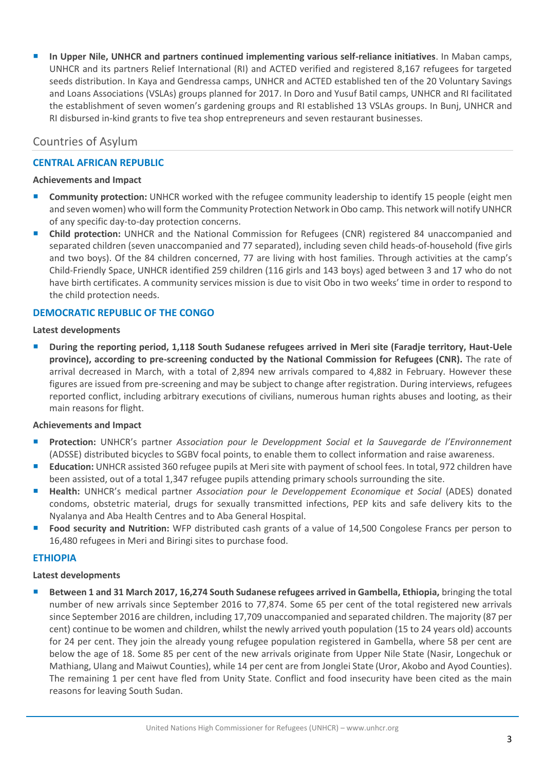- **In Upper Nile, UNHCR and partners continued implementing various self-reliance initiatives**. In Maban camps, UNHCR and its partners Relief International (RI) and ACTED verified and registered 8,167 refugees for targeted seeds distribution. In Kaya and Gendressa camps, UNHCR and ACTED established ten of the 20 Voluntary Savings and Loans Associations (VSLAs) groups planned for 2017. In Doro and Yusuf Batil camps, UNHCR and RI facilitated the establishment of seven women's gardening groups and RI established 13 VSLAs groups. In Bunj, UNHCR and RI disbursed in-kind grants to five tea shop entrepreneurs and seven restaurant businesses.

## Countries of Asylum

### CENTRAL AFRICAN REPUBLIC

#### Achievements and Impact

- **Community protection:** UNHCR worked with the refugee community leadership to identify 15 people (eight men and seven women) who will form the Community Protection Network in Obo camp. This network will notify UNHCR of any specific day-to-day protection concerns.
- **Child protection:** UNHCR and the National Commission for Refugees (CNR) registered 84 unaccompanied and separated children (seven unaccompanied and 77 separated), including seven child heads-of-household (five girls and two boys). Of the 84 children concerned, 77 are living with host families. Through activities at the camp's Child-Friendly Space, UNHCR identified 259 children (116 girls and 143 boys) aged between 3 and 17 who do not have birth certificates. A community services mission is due to visit Obo in two weeks' time in order to respond to the child protection needs.

### DEMOCRATIC REPUBLIC OF THE CONGO

#### Latest developments

- **During the reporting period, 1,118 South Sudanese refugees arrived in Meri site (Faradje territory, Haut-Uele province), according to pre-screening conducted by the National Commission for Refugees (CNR).** The rate of arrival decreased in March, with a total of 2,894 new arrivals compared to 4,882 in February. However these figures are issued from pre-screening and may be subject to change after registration. During interviews, refugees reported conflict, including arbitrary executions of civilians, numerous human rights abuses and looting, as their main reasons for flight.

#### Achievements and Impact

- **Protection:** UNHCR's partner *Association pour le Developpment Social et la Sauvegarde de l'Environnement* (ADSSE) distributed bicycles to SGBV focal points, to enable them to collect information and raise awareness.
- **Education:** UNHCR assisted 360 refugee pupils at Meri site with payment of school fees. In total, 972 children have been assisted, out of a total 1,347 refugee pupils attending primary schools surrounding the site.
- **Health:** UNHCR's medical partner *Association pour le Developpement Economique et Social* (ADES) donated condoms, obstetric material, drugs for sexually transmitted infections, PEP kits and safe delivery kits to the Nyalanya and Aba Health Centres and to Aba General Hospital.
- **Food security and Nutrition:** WFP distributed cash grants of a value of 14,500 Congolese Francs per person to 16,480 refugees in Meri and Biringi sites to purchase food.

### ETHIOPIA

#### Latest developments

- **Between 1 and 31 March 2017, 16,274 South Sudanese refugees arrived in Gambella, Ethiopia,** bringing the total number of new arrivals since September 2016 to 77,874. Some 65 per cent of the total registered new arrivals since September 2016 are children, including 17,709 unaccompanied and separated children. The majority (87 per cent) continue to be women and children, whilst the newly arrived youth population (15 to 24 years old) accounts for 24 per cent. They join the already young refugee population registered in Gambella, where 58 per cent are below the age of 18. Some 85 per cent of the new arrivals originate from Upper Nile State (Nasir, Longechuk or Mathiang, Ulang and Maiwut Counties), while 14 per cent are from Jonglei State (Uror, Akobo and Ayod Counties). The remaining 1 per cent have fled from Unity State. Conflict and food insecurity have been cited as the main reasons for leaving South Sudan.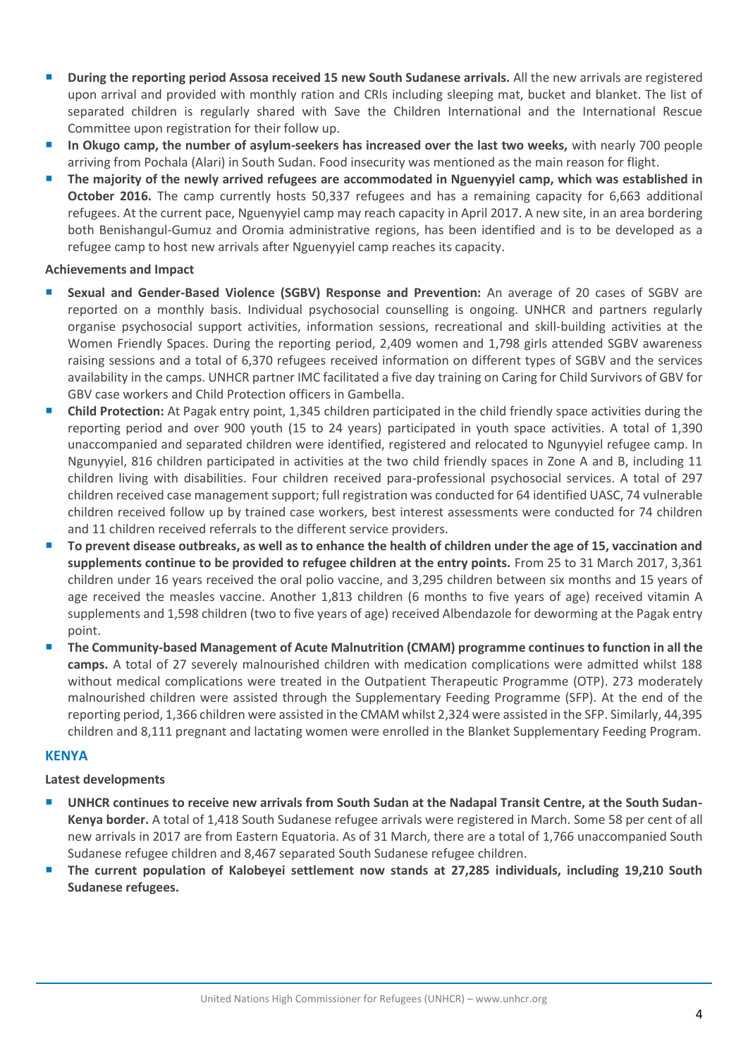- **During the reporting period Assosa received 15 new South Sudanese arrivals.** All the new arrivals are registered upon arrival and provided with monthly ration and CRIs including sleeping mat, bucket and blanket. The list of separated children is regularly shared with Save the Children International and the International Rescue Committee upon registration for their follow up.
- **In Okugo camp, the number of asylum-seekers has increased over the last two weeks,** with nearly 700 people arriving from Pochala (Alari) in South Sudan. Food insecurity was mentioned as the main reason for flight.
- **The majority of the newly arrived refugees are accommodated in Nguenyyiel camp, which was established in October 2016.** The camp currently hosts 50,337 refugees and has a remaining capacity for 6,663 additional refugees. At the current pace, Nguenyyiel camp may reach capacity in April 2017. A new site, in an area bordering both Benishangul-Gumuz and Oromia administrative regions, has been identified and is to be developed as a refugee camp to host new arrivals after Nguenyyiel camp reaches its capacity.

**Achievements and Impact**

- **Sexual and Gender-Based Violence (SGBV) Response and Prevention:** An average of 20 cases of SGBV are reported on a monthly basis. Individual psychosocial counselling is ongoing. UNHCR and partners regularly organise psychosocial support activities, information sessions, recreational and skill-building activities at the Women Friendly Spaces. During the reporting period, 2,409 women and 1,798 girls attended SGBV awareness raising sessions and a total of 6,370 refugees received information on different types of SGBV and the services availability in the camps. UNHCR partner IMC facilitated a five day training on Caring for Child Survivors of GBV for GBV case workers and Child Protection officers in Gambella.
- **Child Protection:** At Pagak entry point, 1,345 children participated in the child friendly space activities during the reporting period and over 900 youth (15 to 24 years) participated in youth space activities. A total of 1,390 unaccompanied and separated children were identified, registered and relocated to Ngunyyiel refugee camp. In Ngunyyiel, 816 children participated in activities at the two child friendly spaces in Zone A and B, including 11 children living with disabilities. Four children received para-professional psychosocial services. A total of 297 children received case management support; full registration was conducted for 64 identified UASC, 74 vulnerable children received follow up by trained case workers, best interest assessments were conducted for 74 children and 11 children received referrals to the different service providers.
- **To prevent disease outbreaks, as well as to enhance the health of children under the age of 15, vaccination and supplements continue to be provided to refugee children at the entry points.** From 25 to 31 March 2017, 3,361 children under 16 years received the oral polio vaccine, and 3,295 children between six months and 15 years of age received the measles vaccine. Another 1,813 children (6 months to five years of age) received vitamin A supplements and 1,598 children (two to five years of age) received Albendazole for deworming at the Pagak entry point.
- **The Community-based Management of Acute Malnutrition (CMAM) programme continues to function in all the camps.** A total of 27 severely malnourished children with medication complications were admitted whilst 188 without medical complications were treated in the Outpatient Therapeutic Programme (OTP). 273 moderately malnourished children were assisted through the Supplementary Feeding Programme (SFP). At the end of the reporting period, 1,366 children were assisted in the CMAM whilst 2,324 were assisted in the SFP. Similarly, 44,395 children and 8,111 pregnant and lactating women were enrolled in the Blanket Supplementary Feeding Program.

## KENYA

**Latest developments**

- **UNHCR continues to receive new arrivals from South Sudan at the Nadapal Transit Centre, at the South Sudan-Kenya border.** A total of 1,418 South Sudanese refugee arrivals were registered in March. Some 58 per cent of all new arrivals in 2017 are from Eastern Equatoria. As of 31 March, there are a total of 1,766 unaccompanied South Sudanese refugee children and 8,467 separated South Sudanese refugee children.
- **The current population of Kalobeyei settlement now stands at 27,285 individuals, including 19,210 South Sudanese refugees.**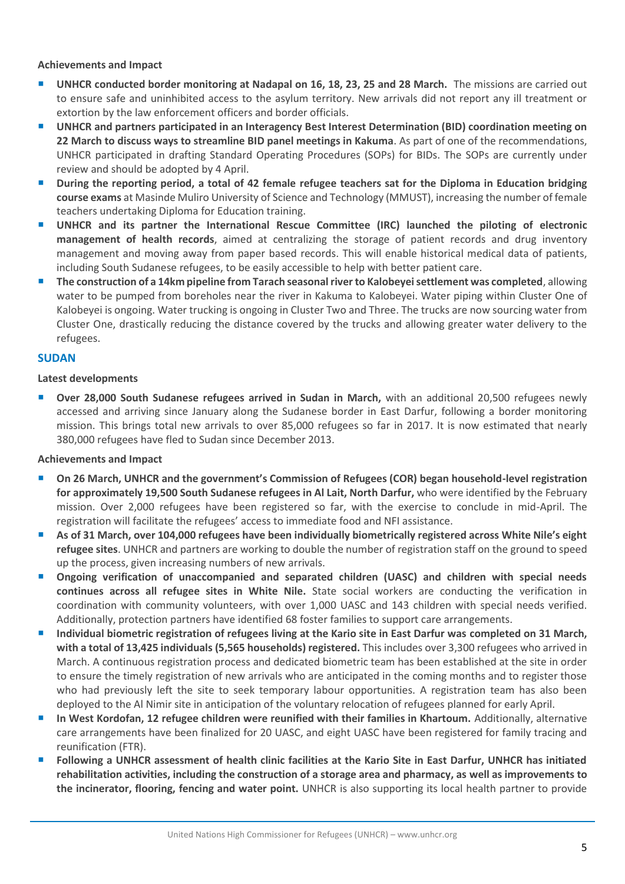#### Achievements and Impact

- **UNHCR conducted border monitoring at Nadapal on 16, 18, 23, 25 and 28 March.** The missions are carried out to ensure safe and uninhibited access to the asylum territory. New arrivals did not report any ill treatment or extortion by the law enforcement officers and border officials.
- **UNHCR and partners participated in an Interagency Best Interest Determination (BID) coordination meeting on 22 March to discuss ways to streamline BID panel meetings in Kakuma**. As part of one of the recommendations, UNHCR participated in drafting Standard Operating Procedures (SOPs) for BIDs. The SOPs are currently under review and should be adopted by 4 April.
- **During the reporting period, a total of 42 female refugee teachers sat for the Diploma in Education bridging course exams** at Masinde Muliro University of Science and Technology (MMUST), increasing the number of female teachers undertaking Diploma for Education training.
- **UNHCR and its partner the International Rescue Committee (IRC) launched the piloting of electronic management of health records**, aimed at centralizing the storage of patient records and drug inventory management and moving away from paper based records. This will enable historical medical data of patients, including South Sudanese refugees, to be easily accessible to help with better patient care.
- **The construction of a 14km pipeline from Tarach seasonal river to Kalobeyei settlement was completed**, allowing water to be pumped from boreholes near the river in Kakuma to Kalobeyei. Water piping within Cluster One of Kalobeyei is ongoing. Water trucking is ongoing in Cluster Two and Three. The trucks are now sourcing water from Cluster One, drastically reducing the distance covered by the trucks and allowing greater water delivery to the refugees.

## SUDAN

#### Latest developments

- **Over 28,000 South Sudanese refugees arrived in Sudan in March,** with an additional 20,500 refugees newly accessed and arriving since January along the Sudanese border in East Darfur, following a border monitoring mission. This brings total new arrivals to over 85,000 refugees so far in 2017. It is now estimated that nearly 380,000 refugees have fled to Sudan since December 2013.

#### Achievements and Impact

- **On 26 March, UNHCR and the government's Commission of Refugees (COR) began household-level registration for approximately 19,500 South Sudanese refugees in Al Lait, North Darfur,** who were identified by the February mission. Over 2,000 refugees have been registered so far, with the exercise to conclude in mid-April. The registration will facilitate the refugees' access to immediate food and NFI assistance.
- **As of 31 March, over 104,000 refugees have been individually biometrically registered across White Nile's eight refugee sites**. UNHCR and partners are working to double the number of registration staff on the ground to speed up the process, given increasing numbers of new arrivals.
- **Ongoing verification of unaccompanied and separated children (UASC) and children with special needs continues across all refugee sites in White Nile.** State social workers are conducting the verification in coordination with community volunteers, with over 1,000 UASC and 143 children with special needs verified. Additionally, protection partners have identified 68 foster families to support care arrangements.
- **Individual biometric registration of refugees living at the Kario site in East Darfur was completed on 31 March, with a total of 13,425 individuals (5,565 households) registered.** This includes over 3,300 refugees who arrived in March. A continuous registration process and dedicated biometric team has been established at the site in order to ensure the timely registration of new arrivals who are anticipated in the coming months and to register those who had previously left the site to seek temporary labour opportunities. A registration team has also been deployed to the Al Nimir site in anticipation of the voluntary relocation of refugees planned for early April.
- **In West Kordofan, 12 refugee children were reunified with their families in Khartoum.** Additionally, alternative care arrangements have been finalized for 20 UASC, and eight UASC have been registered for family tracing and reunification (FTR).
- **Following a UNHCR assessment of health clinic facilities at the Kario Site in East Darfur, UNHCR has initiated rehabilitation activities, including the construction of a storage area and pharmacy, as well as improvements to the incinerator, flooring, fencing and water point.** UNHCR is also supporting its local health partner to provide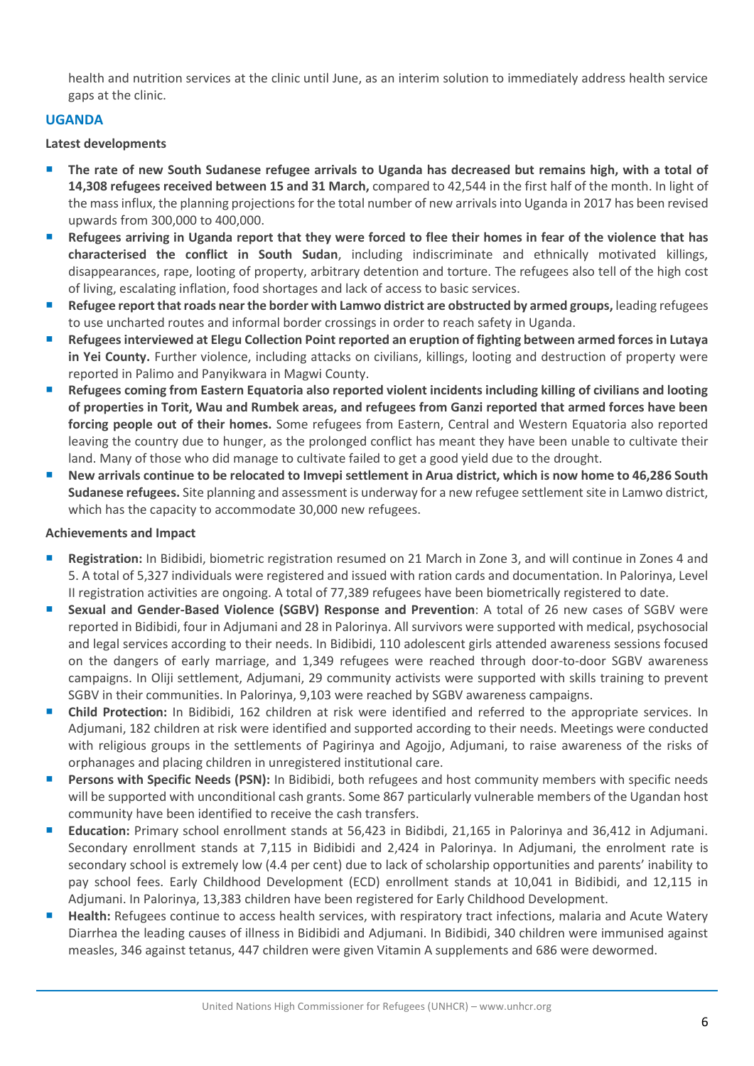health and nutrition services at the clinic until June, as an interim solution to immediately address health service gaps at the clinic.

## UGANDA

### Latest developments

- **The rate of new South Sudanese refugee arrivals to Uganda has decreased but remains high, with a total of 14,308 refugees received between 15 and 31 March,** compared to 42,544 in the first half of the month. In light of the mass influx, the planning projections for the total number of new arrivals into Uganda in 2017 has been revised upwards from 300,000 to 400,000.
- **Refugees arriving in Uganda report that they were forced to flee their homes in fear of the violence that has characterised the conflict in South Sudan**, including indiscriminate and ethnically motivated killings, disappearances, rape, looting of property, arbitrary detention and torture. The refugees also tell of the high cost of living, escalating inflation, food shortages and lack of access to basic services.
- **Refugee report that roads near the border with Lamwo district are obstructed by armed groups,** leading refugees to use uncharted routes and informal border crossings in order to reach safety in Uganda.
- **Refugees interviewed at Elegu Collection Point reported an eruption of fighting between armed forces in Lutaya in Yei County.** Further violence, including attacks on civilians, killings, looting and destruction of property were reported in Palimo and Panyikwara in Magwi County.
- **Refugees coming from Eastern Equatoria also reported violent incidents including killing of civilians and looting of properties in Torit, Wau and Rumbek areas, and refugees from Ganzi reported that armed forces have been forcing people out of their homes.** Some refugees from Eastern, Central and Western Equatoria also reported leaving the country due to hunger, as the prolonged conflict has meant they have been unable to cultivate their land. Many of those who did manage to cultivate failed to get a good yield due to the drought.
- **New arrivals continue to be relocated to Imvepi settlement in Arua district, which is now home to 46,286 South Sudanese refugees.** Site planning and assessment is underway for a new refugee settlement site in Lamwo district, which has the capacity to accommodate 30,000 new refugees.

### Achievements and Impact

- **Registration:** In Bidibidi, biometric registration resumed on 21 March in Zone 3, and will continue in Zones 4 and 5. A total of 5,327 individuals were registered and issued with ration cards and documentation. In Palorinya, Level II registration activities are ongoing. A total of 77,389 refugees have been biometrically registered to date.
- **Sexual and Gender-Based Violence (SGBV) Response and Prevention**: A total of 26 new cases of SGBV were reported in Bidibidi, four in Adjumani and 28 in Palorinya. All survivors were supported with medical, psychosocial and legal services according to their needs. In Bidibidi, 110 adolescent girls attended awareness sessions focused on the dangers of early marriage, and 1,349 refugees were reached through door-to-door SGBV awareness campaigns. In Oliji settlement, Adjumani, 29 community activists were supported with skills training to prevent SGBV in their communities. In Palorinya, 9,103 were reached by SGBV awareness campaigns.
- **Child Protection:** In Bidibidi, 162 children at risk were identified and referred to the appropriate services. In Adjumani, 182 children at risk were identified and supported according to their needs. Meetings were conducted with religious groups in the settlements of Pagirinya and Agojjo, Adjumani, to raise awareness of the risks of orphanages and placing children in unregistered institutional care.
- **Persons with Specific Needs (PSN):** In Bidibidi, both refugees and host community members with specific needs will be supported with unconditional cash grants. Some 867 particularly vulnerable members of the Ugandan host community have been identified to receive the cash transfers.
- **Education:** Primary school enrollment stands at 56,423 in Bidibdi, 21,165 in Palorinya and 36,412 in Adjumani. Secondary enrollment stands at 7,115 in Bidibidi and 2,424 in Palorinya. In Adjumani, the enrolment rate is secondary school is extremely low (4.4 per cent) due to lack of scholarship opportunities and parents' inability to pay school fees. Early Childhood Development (ECD) enrollment stands at 10,041 in Bidibidi, and 12,115 in Adjumani. In Palorinya, 13,383 children have been registered for Early Childhood Development.
- **Health:** Refugees continue to access health services, with respiratory tract infections, malaria and Acute Watery Diarrhea the leading causes of illness in Bidibidi and Adjumani. In Bidibidi, 340 children were immunised against measles, 346 against tetanus, 447 children were given Vitamin A supplements and 686 were dewormed.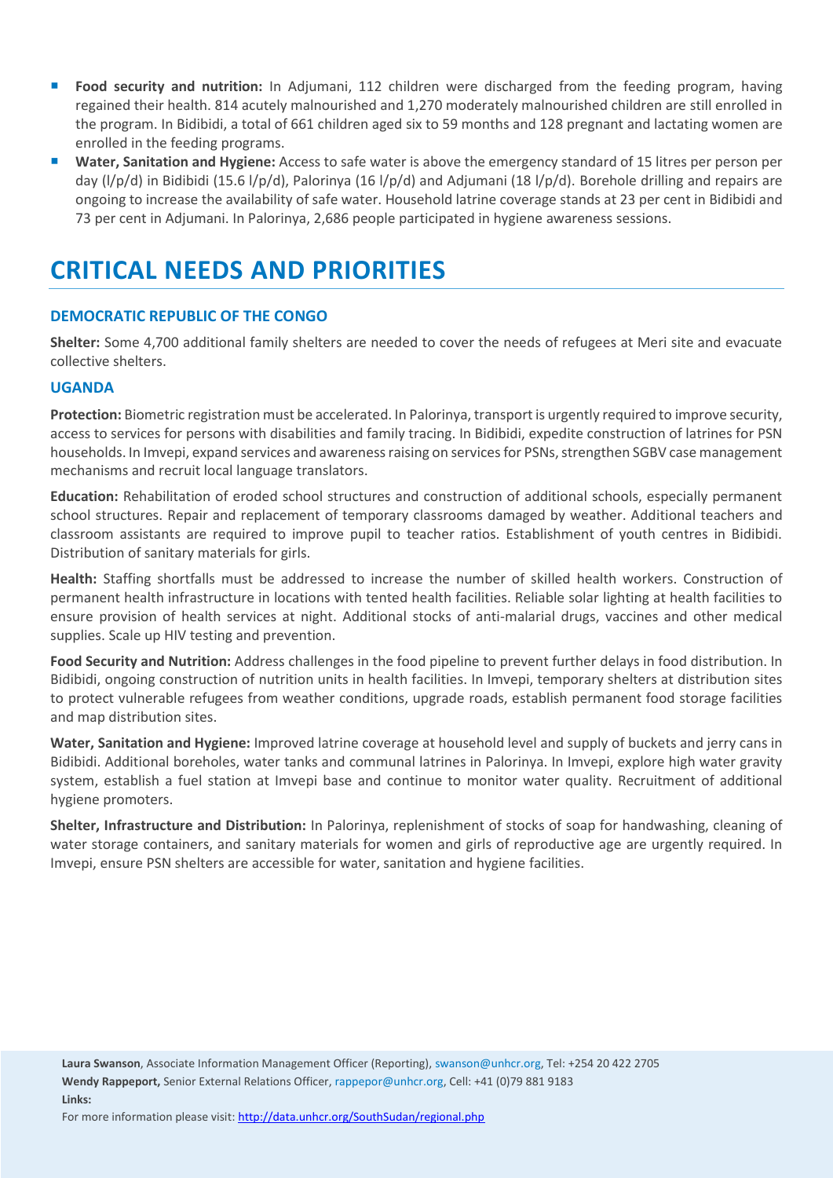- **Food security and nutrition:** In Adjumani, 112 children were discharged from the feeding program, having regained their health. 814 acutely malnourished and 1,270 moderately malnourished children are still enrolled in the program. In Bidibidi, a total of 661 children aged six to 59 months and 128 pregnant and lactating women are enrolled in the feeding programs.
- **Water, Sanitation and Hygiene:** Access to safe water is above the emergency standard of 15 litres per person per day (l/p/d) in Bidibidi (15.6 l/p/d), Palorinya (16 l/p/d) and Adjumani (18 l/p/d). Borehole drilling and repairs are ongoing to increase the availability of safe water. Household latrine coverage stands at 23 per cent in Bidibidi and 73 per cent in Adjumani. In Palorinya, 2,686 people participated in hygiene awareness sessions.

# CRITICAL NEEDS AND PRIORITIES

### DEMOCRATIC REPUBLIC OF THE CONGO

**Shelter:** Some 4,700 additional family shelters are needed to cover the needs of refugees at Meri site and evacuate collective shelters.

### UGANDA

**Protection:** Biometric registration must be accelerated. In Palorinya, transport is urgently required to improve security, access to services for persons with disabilities and family tracing. In Bidibidi, expedite construction of latrines for PSN households. In Imvepi, expand services and awareness raising on services for PSNs, strengthen SGBV case management mechanisms and recruit local language translators.

**Education:** Rehabilitation of eroded school structures and construction of additional schools, especially permanent school structures. Repair and replacement of temporary classrooms damaged by weather. Additional teachers and classroom assistants are required to improve pupil to teacher ratios. Establishment of youth centres in Bidibidi. Distribution of sanitary materials for girls.

**Health:** Staffing shortfalls must be addressed to increase the number of skilled health workers. Construction of permanent health infrastructure in locations with tented health facilities. Reliable solar lighting at health facilities to ensure provision of health services at night. Additional stocks of anti-malarial drugs, vaccines and other medical supplies. Scale up HIV testing and prevention.

**Food Security and Nutrition:** Address challenges in the food pipeline to prevent further delays in food distribution. In Bidibidi, ongoing construction of nutrition units in health facilities. In Imvepi, temporary shelters at distribution sites to protect vulnerable refugees from weather conditions, upgrade roads, establish permanent food storage facilities and map distribution sites.

**Water, Sanitation and Hygiene:** Improved latrine coverage at household level and supply of buckets and jerry cans in Bidibidi. Additional boreholes, water tanks and communal latrines in Palorinya. In Imvepi, explore high water gravity system, establish a fuel station at Imvepi base and continue to monitor water quality. Recruitment of additional hygiene promoters.

**Shelter, Infrastructure and Distribution:** In Palorinya, replenishment of stocks of soap for handwashing, cleaning of water storage containers, and sanitary materials for women and girls of reproductive age are urgently required. In Imvepi, ensure PSN shelters are accessible for water, sanitation and hygiene facilities.

**Laura Swanson**, Associate Information Management Officer (Reporting), swanson@unhcr.org, Tel: +254 20 422 2705
**Wendy Rappeport,** Senior External Relations Officer, rappepor@unhcr.org, Cell: +41 (0)79 881 9183
**Links:**
For more information please visit: http://data.unhcr.org/SouthSudan/regional.php